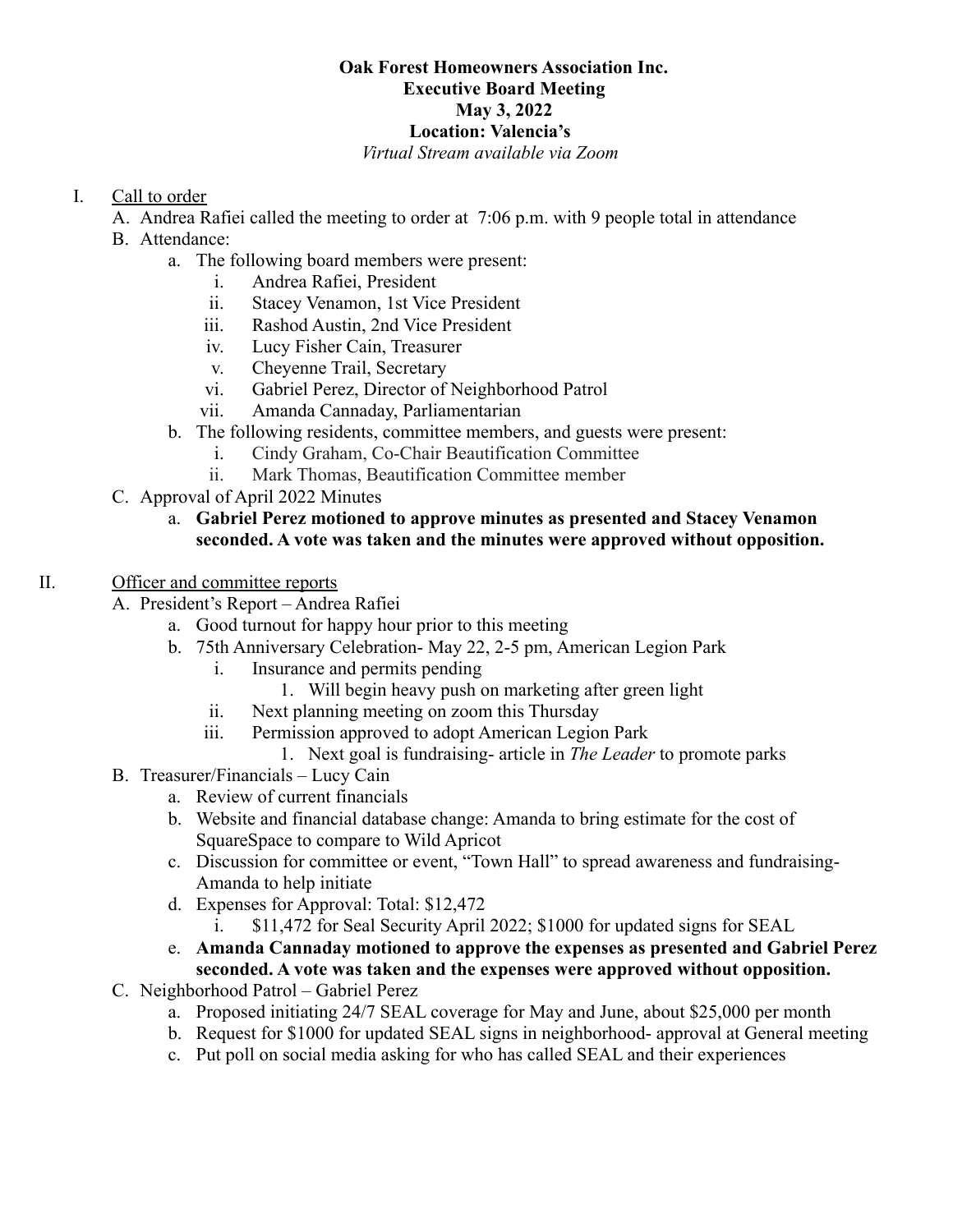**Oak Forest Homeowners Association Inc.**
**Executive Board Meeting**
**May 3, 2022**
**Location: Valencia's**
*Virtual Stream available via Zoom*

I. Call to order
   A. Andrea Rafiei called the meeting to order at 7:06 p.m. with 9 people total in attendance
   B. Attendance:
      a. The following board members were present:
         i. Andrea Rafiei, President
         ii. Stacey Venamon, 1st Vice President
         iii. Rashod Austin, 2nd Vice President
         iv. Lucy Fisher Cain, Treasurer
         v. Cheyenne Trail, Secretary
         vi. Gabriel Perez, Director of Neighborhood Patrol
         vii. Amanda Cannaday, Parliamentarian
      b. The following residents, committee members, and guests were present:
         i. Cindy Graham, Co-Chair Beautification Committee
         ii. Mark Thomas, Beautification Committee member
   C. Approval of April 2022 Minutes
      a. **Gabriel Perez motioned to approve minutes as presented and Stacey Venamon seconded. A vote was taken and the minutes were approved without opposition.**

II. Officer and committee reports
   A. President's Report – Andrea Rafiei
      a. Good turnout for happy hour prior to this meeting
      b. 75th Anniversary Celebration- May 22, 2-5 pm, American Legion Park
         i. Insurance and permits pending
            1. Will begin heavy push on marketing after green light
         ii. Next planning meeting on zoom this Thursday
         iii. Permission approved to adopt American Legion Park
            1. Next goal is fundraising- article in *The Leader* to promote parks
   B. Treasurer/Financials – Lucy Cain
      a. Review of current financials
      b. Website and financial database change: Amanda to bring estimate for the cost of SquareSpace to compare to Wild Apricot
      c. Discussion for committee or event, "Town Hall" to spread awareness and fundraising- Amanda to help initiate
      d. Expenses for Approval: Total: $12,472
         i. $11,472 for Seal Security April 2022; $1000 for updated signs for SEAL
      e. **Amanda Cannaday motioned to approve the expenses as presented and Gabriel Perez seconded. A vote was taken and the expenses were approved without opposition.**
   C. Neighborhood Patrol – Gabriel Perez
      a. Proposed initiating 24/7 SEAL coverage for May and June, about $25,000 per month
      b. Request for $1000 for updated SEAL signs in neighborhood- approval at General meeting
      c. Put poll on social media asking for who has called SEAL and their experiences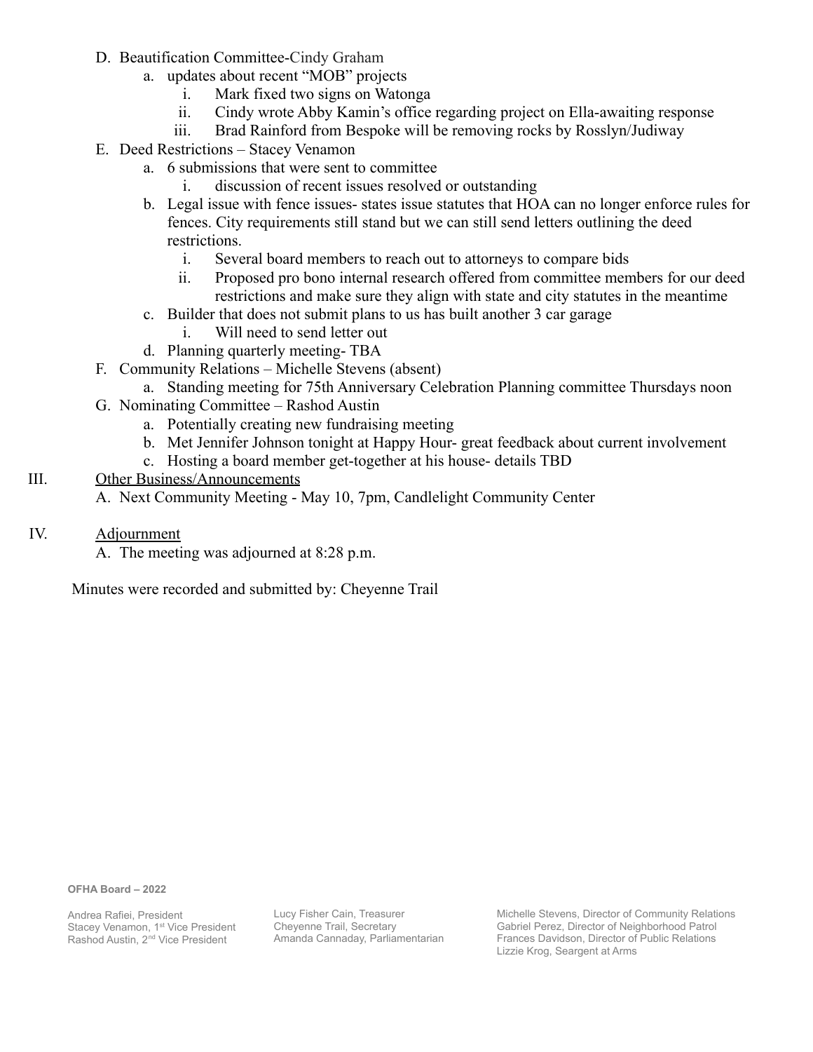D. Beautification Committee-Cindy Graham
   a. updates about recent "MOB" projects
      i. Mark fixed two signs on Watonga
      ii. Cindy wrote Abby Kamin's office regarding project on Ella-awaiting response
      iii. Brad Rainford from Bespoke will be removing rocks by Rosslyn/Judiway

E. Deed Restrictions – Stacey Venamon
   a. 6 submissions that were sent to committee
      i. discussion of recent issues resolved or outstanding
   b. Legal issue with fence issues- states issue statutes that HOA can no longer enforce rules for fences. City requirements still stand but we can still send letters outlining the deed restrictions.
      i. Several board members to reach out to attorneys to compare bids
      ii. Proposed pro bono internal research offered from committee members for our deed restrictions and make sure they align with state and city statutes in the meantime
   c. Builder that does not submit plans to us has built another 3 car garage
      i. Will need to send letter out
   d. Planning quarterly meeting- TBA

F. Community Relations – Michelle Stevens (absent)
   a. Standing meeting for 75th Anniversary Celebration Planning committee Thursdays noon

G. Nominating Committee – Rashod Austin
   a. Potentially creating new fundraising meeting
   b. Met Jennifer Johnson tonight at Happy Hour- great feedback about current involvement
   c. Hosting a board member get-together at his house- details TBD

III. <u>Other Business/Announcements</u>

A. Next Community Meeting - May 10, 7pm, Candlelight Community Center

IV. <u>Adjournment</u>

A. The meeting was adjourned at 8:28 p.m.

Minutes were recorded and submitted by: Cheyenne Trail

**OFHA Board – 2022**

Andrea Rafiei, President
Stacey Venamon, 1st Vice President
Rashod Austin, 2nd Vice President

Lucy Fisher Cain, Treasurer
Cheyenne Trail, Secretary
Amanda Cannaday, Parliamentarian

Michelle Stevens, Director of Community Relations
Gabriel Perez, Director of Neighborhood Patrol
Frances Davidson, Director of Public Relations
Lizzie Krog, Seargent at Arms